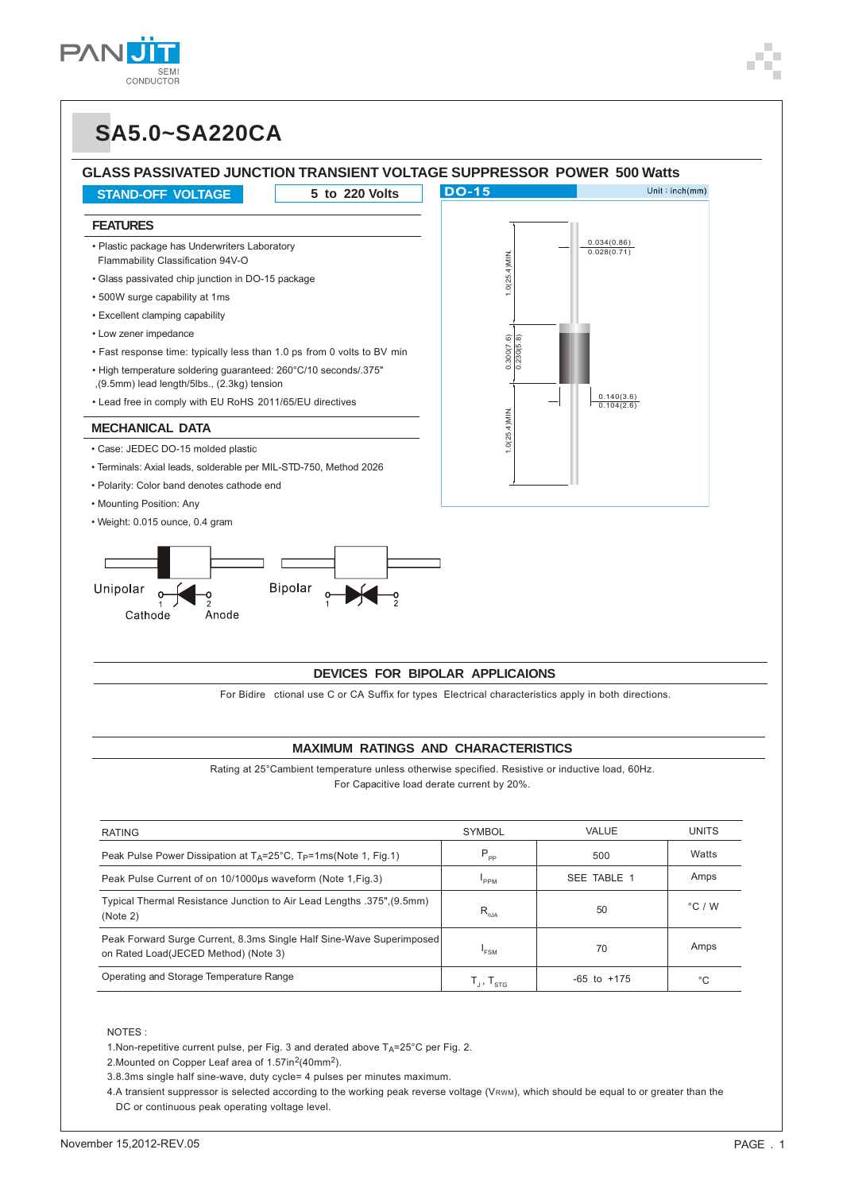# SA5.0~SA220CA

## GLASS PASSIVATED JUNCTION TRANSIENT VOLTAGE SUPPRESSOR POWER 500 Watts

**STAND-OFF VOLTAGE** | **5 to 220 Volts**

DO-15 — Unit : inch(mm)

### FEATURES

- Plastic package has Underwriters Laboratory Flammability Classification 94V-O
- Glass passivated chip junction in DO-15 package
- 500W surge capability at 1ms
- Excellent clamping capability
- Low zener impedance
- Fast response time: typically less than 1.0 ps from 0 volts to BV min
- High temperature soldering guaranteed: 260°C/10 seconds/.375", (9.5mm) lead length/5lbs., (2.3kg) tension
- Lead free in comply with EU RoHS 2011/65/EU directives

### MECHANICAL DATA

- Case: JEDEC DO-15 molded plastic
- Terminals: Axial leads, solderable per MIL-STD-750, Method 2026
- Polarity: Color band denotes cathode end
- Mounting Position: Any
- Weight: 0.015 ounce, 0.4 gram

Unipolar — 1 Cathode, 2 Anode
Bipolar — 1, 2

### DEVICES FOR BIPOLAR APPLICAIONS

For Bidire ctional use C or CA Suffix for types Electrical characteristics apply in both directions.

### MAXIMUM RATINGS AND CHARACTERISTICS

Rating at 25°Cambient temperature unless otherwise specified. Resistive or inductive load, 60Hz.
For Capacitive load derate current by 20%.

| RATING | SYMBOL | VALUE | UNITS |
|---|---|---|---|
| Peak Pulse Power Dissipation at $T_A$=25°C, $T_P$=1ms(Note 1, Fig.1) | $P_{PP}$ | 500 | Watts |
| Peak Pulse Current of on 10/1000μs waveform (Note 1,Fig.3) | $I_{PPM}$ | SEE TABLE 1 | Amps |
| Typical Thermal Resistance Junction to Air Lead Lengths .375",(9.5mm) (Note 2) | $R_{\theta JA}$ | 50 | °C / W |
| Peak Forward Surge Current, 8.3ms Single Half Sine-Wave Superimposed on Rated Load(JECED Method) (Note 3) | $I_{FSM}$ | 70 | Amps |
| Operating and Storage Temperature Range | $T_J$, $T_{STG}$ | -65 to +175 | °C |

NOTES :

1. Non-repetitive current pulse, per Fig. 3 and derated above $T_A$=25°C per Fig. 2.
2. Mounted on Copper Leaf area of 1.57in$^2$(40mm$^2$).
3. 8.3ms single half sine-wave, duty cycle= 4 pulses per minutes maximum.
4. A transient suppressor is selected according to the working peak reverse voltage ($V_{RWM}$), which should be equal to or greater than the DC or continuous peak operating voltage level.

November 15,2012-REV.05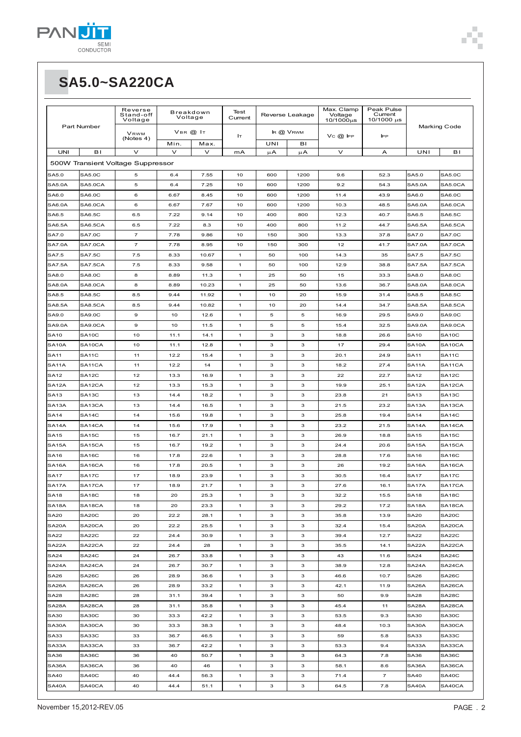# SA5.0~SA220CA

| Part Number | | Reverse Stand-off Voltage | Breakdown Voltage | | Test Current | Reverse Leakage | | Max. Clamp Voltage 10/1000μs | Peak Pulse Current 10/1000 μs | Marking Code | |
|---|---|---|---|---|---|---|---|---|---|---|---|
| | | $V_{RWM}$ (Notes 4) | $V_{BR}$ @ $I_T$ | | $I_T$ | $I_R$ @ $V_{RWM}$ | | $V_C$ @ $I_{PP}$ | $I_{PP}$ | | |
| | | | Min. | Max. | | UNI | BI | | | | |
| UNI | BI | V | V | V | mA | μA | μA | V | A | UNI | BI |
| 500W Transient Voltage Suppressor | | | | | | | | | | | |
| SA5.0 | SA5.0C | 5 | 6.4 | 7.55 | 10 | 600 | 1200 | 9.6 | 52.3 | SA5.0 | SA5.0C |
| SA5.0A | SA5.0CA | 5 | 6.4 | 7.25 | 10 | 600 | 1200 | 9.2 | 54.3 | SA5.0A | SA5.0CA |
| SA6.0 | SA6.0C | 6 | 6.67 | 8.45 | 10 | 600 | 1200 | 11.4 | 43.9 | SA6.0 | SA6.0C |
| SA6.0A | SA6.0CA | 6 | 6.67 | 7.67 | 10 | 600 | 1200 | 10.3 | 48.5 | SA6.0A | SA6.0CA |
| SA6.5 | SA6.5C | 6.5 | 7.22 | 9.14 | 10 | 400 | 800 | 12.3 | 40.7 | SA6.5 | SA6.5C |
| SA6.5A | SA6.5CA | 6.5 | 7.22 | 8.3 | 10 | 400 | 800 | 11.2 | 44.7 | SA6.5A | SA6.5CA |
| SA7.0 | SA7.0C | 7 | 7.78 | 9.86 | 10 | 150 | 300 | 13.3 | 37.8 | SA7.0 | SA7.0C |
| SA7.0A | SA7.0CA | 7 | 7.78 | 8.95 | 10 | 150 | 300 | 12 | 41.7 | SA7.0A | SA7.0CA |
| SA7.5 | SA7.5C | 7.5 | 8.33 | 10.67 | 1 | 50 | 100 | 14.3 | 35 | SA7.5 | SA7.5C |
| SA7.5A | SA7.5CA | 7.5 | 8.33 | 9.58 | 1 | 50 | 100 | 12.9 | 38.8 | SA7.5A | SA7.5CA |
| SA8.0 | SA8.0C | 8 | 8.89 | 11.3 | 1 | 25 | 50 | 15 | 33.3 | SA8.0 | SA8.0C |
| SA8.0A | SA8.0CA | 8 | 8.89 | 10.23 | 1 | 25 | 50 | 13.6 | 36.7 | SA8.0A | SA8.0CA |
| SA8.5 | SA8.5C | 8.5 | 9.44 | 11.92 | 1 | 10 | 20 | 15.9 | 31.4 | SA8.5 | SA8.5C |
| SA8.5A | SA8.5CA | 8.5 | 9.44 | 10.82 | 1 | 10 | 20 | 14.4 | 34.7 | SA8.5A | SA8.5CA |
| SA9.0 | SA9.0C | 9 | 10 | 12.6 | 1 | 5 | 5 | 16.9 | 29.5 | SA9.0 | SA9.0C |
| SA9.0A | SA9.0CA | 9 | 10 | 11.5 | 1 | 5 | 5 | 15.4 | 32.5 | SA9.0A | SA9.0CA |
| SA10 | SA10C | 10 | 11.1 | 14.1 | 1 | 3 | 3 | 18.8 | 26.6 | SA10 | SA10C |
| SA10A | SA10CA | 10 | 11.1 | 12.8 | 1 | 3 | 3 | 17 | 29.4 | SA10A | SA10CA |
| SA11 | SA11C | 11 | 12.2 | 15.4 | 1 | 3 | 3 | 20.1 | 24.9 | SA11 | SA11C |
| SA11A | SA11CA | 11 | 12.2 | 14 | 1 | 3 | 3 | 18.2 | 27.4 | SA11A | SA11CA |
| SA12 | SA12C | 12 | 13.3 | 16.9 | 1 | 3 | 3 | 22 | 22.7 | SA12 | SA12C |
| SA12A | SA12CA | 12 | 13.3 | 15.3 | 1 | 3 | 3 | 19.9 | 25.1 | SA12A | SA12CA |
| SA13 | SA13C | 13 | 14.4 | 18.2 | 1 | 3 | 3 | 23.8 | 21 | SA13 | SA13C |
| SA13A | SA13CA | 13 | 14.4 | 16.5 | 1 | 3 | 3 | 21.5 | 23.2 | SA13A | SA13CA |
| SA14 | SA14C | 14 | 15.6 | 19.8 | 1 | 3 | 3 | 25.8 | 19.4 | SA14 | SA14C |
| SA14A | SA14CA | 14 | 15.6 | 17.9 | 1 | 3 | 3 | 23.2 | 21.5 | SA14A | SA14CA |
| SA15 | SA15C | 15 | 16.7 | 21.1 | 1 | 3 | 3 | 26.9 | 18.8 | SA15 | SA15C |
| SA15A | SA15CA | 15 | 16.7 | 19.2 | 1 | 3 | 3 | 24.4 | 20.6 | SA15A | SA15CA |
| SA16 | SA16C | 16 | 17.8 | 22.6 | 1 | 3 | 3 | 28.8 | 17.6 | SA16 | SA16C |
| SA16A | SA16CA | 16 | 17.8 | 20.5 | 1 | 3 | 3 | 26 | 19.2 | SA16A | SA16CA |
| SA17 | SA17C | 17 | 18.9 | 23.9 | 1 | 3 | 3 | 30.5 | 16.4 | SA17 | SA17C |
| SA17A | SA17CA | 17 | 18.9 | 21.7 | 1 | 3 | 3 | 27.6 | 16.1 | SA17A | SA17CA |
| SA18 | SA18C | 18 | 20 | 25.3 | 1 | 3 | 3 | 32.2 | 15.5 | SA18 | SA18C |
| SA18A | SA18CA | 18 | 20 | 23.3 | 1 | 3 | 3 | 29.2 | 17.2 | SA18A | SA18CA |
| SA20 | SA20C | 20 | 22.2 | 28.1 | 1 | 3 | 3 | 35.8 | 13.9 | SA20 | SA20C |
| SA20A | SA20CA | 20 | 22.2 | 25.5 | 1 | 3 | 3 | 32.4 | 15.4 | SA20A | SA20CA |
| SA22 | SA22C | 22 | 24.4 | 30.9 | 1 | 3 | 3 | 39.4 | 12.7 | SA22 | SA22C |
| SA22A | SA22CA | 22 | 24.4 | 28 | 1 | 3 | 3 | 35.5 | 14.1 | SA22A | SA22CA |
| SA24 | SA24C | 24 | 26.7 | 33.8 | 1 | 3 | 3 | 43 | 11.6 | SA24 | SA24C |
| SA24A | SA24CA | 24 | 26.7 | 30.7 | 1 | 3 | 3 | 38.9 | 12.8 | SA24A | SA24CA |
| SA26 | SA26C | 26 | 28.9 | 36.6 | 1 | 3 | 3 | 46.6 | 10.7 | SA26 | SA26C |
| SA26A | SA26CA | 26 | 28.9 | 33.2 | 1 | 3 | 3 | 42.1 | 11.9 | SA26A | SA26CA |
| SA28 | SA28C | 28 | 31.1 | 39.4 | 1 | 3 | 3 | 50 | 9.9 | SA28 | SA28C |
| SA28A | SA28CA | 28 | 31.1 | 35.8 | 1 | 3 | 3 | 45.4 | 11 | SA28A | SA28CA |
| SA30 | SA30C | 30 | 33.3 | 42.2 | 1 | 3 | 3 | 53.5 | 9.3 | SA30 | SA30C |
| SA30A | SA30CA | 30 | 33.3 | 38.3 | 1 | 3 | 3 | 48.4 | 10.3 | SA30A | SA30CA |
| SA33 | SA33C | 33 | 36.7 | 46.5 | 1 | 3 | 3 | 59 | 5.8 | SA33 | SA33C |
| SA33A | SA33CA | 33 | 36.7 | 42.2 | 1 | 3 | 3 | 53.3 | 9.4 | SA33A | SA33CA |
| SA36 | SA36C | 36 | 40 | 50.7 | 1 | 3 | 3 | 64.3 | 7.8 | SA36 | SA36C |
| SA36A | SA36CA | 36 | 40 | 46 | 1 | 3 | 3 | 58.1 | 8.6 | SA36A | SA36CA |
| SA40 | SA40C | 40 | 44.4 | 56.3 | 1 | 3 | 3 | 71.4 | 7 | SA40 | SA40C |
| SA40A | SA40CA | 40 | 44.4 | 51.1 | 1 | 3 | 3 | 64.5 | 7.8 | SA40A | SA40CA |

November 15,2012-REV.05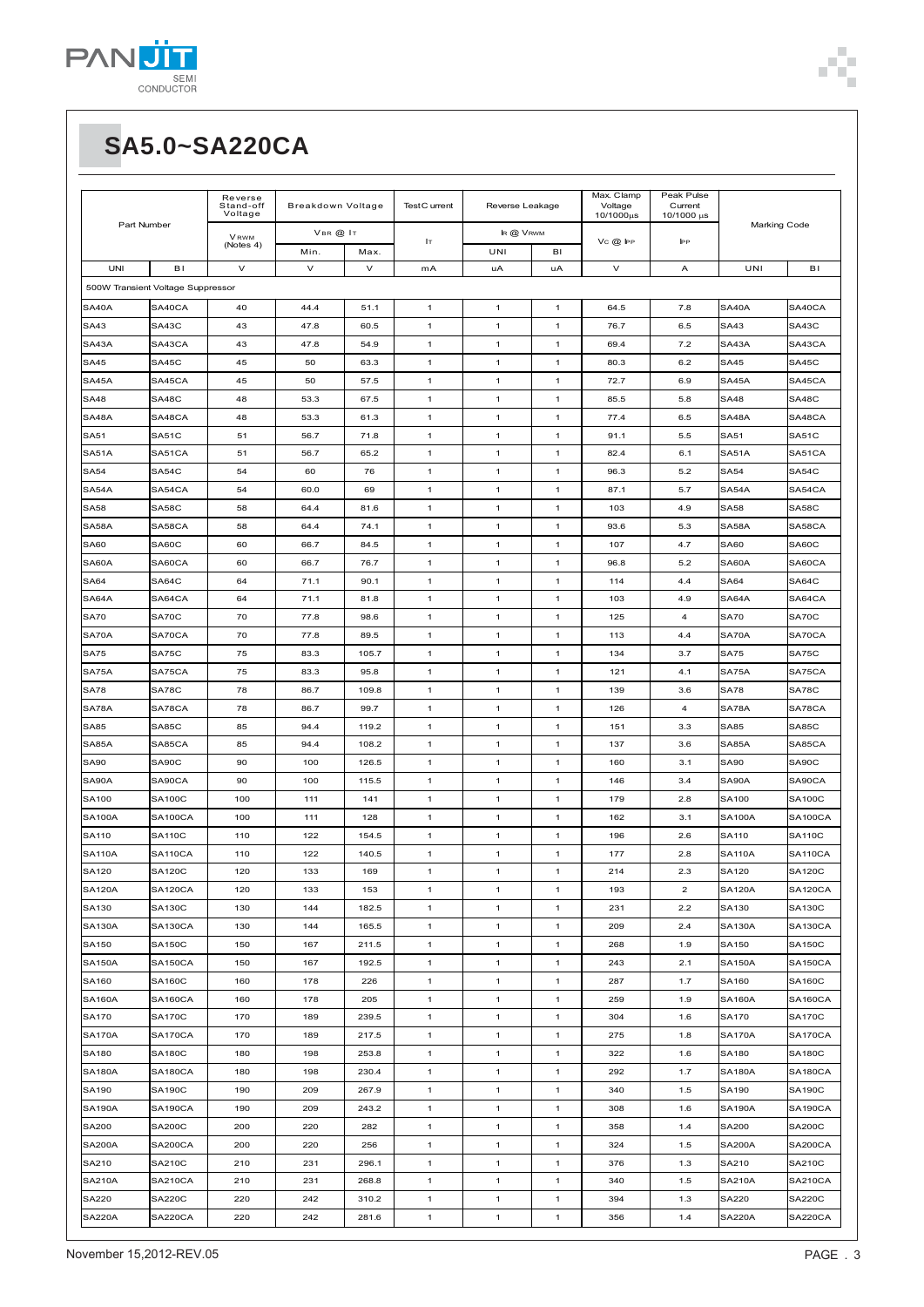# SA5.0~SA220CA

| Part Number | | Reverse Stand-off Voltage | Breakdown Voltage | | Test Current | Reverse Leakage | | Max. Clamp Voltage 10/1000μs | Peak Pulse Current 10/1000 μs | Marking Code | |
|---|---|---|---|---|---|---|---|---|---|---|---|
| | | $V_{RWM}$ (Notes 4) | $V_{BR}$ @ $I_T$ | | $I_T$ | $I_R$ @ $V_{RWM}$ | | $V_C$ @ $I_{PP}$ | $I_{PP}$ | | |
| | | | Min. | Max. | | UNI | BI | | | | |
| UNI | BI | V | V | V | mA | uA | uA | V | A | UNI | BI |
| 500W Transient Voltage Suppressor | | | | | | | | | | | |
| SA40A | SA40CA | 40 | 44.4 | 51.1 | 1 | 1 | 1 | 64.5 | 7.8 | SA40A | SA40CA |
| SA43 | SA43C | 43 | 47.8 | 60.5 | 1 | 1 | 1 | 76.7 | 6.5 | SA43 | SA43C |
| SA43A | SA43CA | 43 | 47.8 | 54.9 | 1 | 1 | 1 | 69.4 | 7.2 | SA43A | SA43CA |
| SA45 | SA45C | 45 | 50 | 63.3 | 1 | 1 | 1 | 80.3 | 6.2 | SA45 | SA45C |
| SA45A | SA45CA | 45 | 50 | 57.5 | 1 | 1 | 1 | 72.7 | 6.9 | SA45A | SA45CA |
| SA48 | SA48C | 48 | 53.3 | 67.5 | 1 | 1 | 1 | 85.5 | 5.8 | SA48 | SA48C |
| SA48A | SA48CA | 48 | 53.3 | 61.3 | 1 | 1 | 1 | 77.4 | 6.5 | SA48A | SA48CA |
| SA51 | SA51C | 51 | 56.7 | 71.8 | 1 | 1 | 1 | 91.1 | 5.5 | SA51 | SA51C |
| SA51A | SA51CA | 51 | 56.7 | 65.2 | 1 | 1 | 1 | 82.4 | 6.1 | SA51A | SA51CA |
| SA54 | SA54C | 54 | 60 | 76 | 1 | 1 | 1 | 96.3 | 5.2 | SA54 | SA54C |
| SA54A | SA54CA | 54 | 60.0 | 69 | 1 | 1 | 1 | 87.1 | 5.7 | SA54A | SA54CA |
| SA58 | SA58C | 58 | 64.4 | 81.6 | 1 | 1 | 1 | 103 | 4.9 | SA58 | SA58C |
| SA58A | SA58CA | 58 | 64.4 | 74.1 | 1 | 1 | 1 | 93.6 | 5.3 | SA58A | SA58CA |
| SA60 | SA60C | 60 | 66.7 | 84.5 | 1 | 1 | 1 | 107 | 4.7 | SA60 | SA60C |
| SA60A | SA60CA | 60 | 66.7 | 76.7 | 1 | 1 | 1 | 96.8 | 5.2 | SA60A | SA60CA |
| SA64 | SA64C | 64 | 71.1 | 90.1 | 1 | 1 | 1 | 114 | 4.4 | SA64 | SA64C |
| SA64A | SA64CA | 64 | 71.1 | 81.8 | 1 | 1 | 1 | 103 | 4.9 | SA64A | SA64CA |
| SA70 | SA70C | 70 | 77.8 | 98.6 | 1 | 1 | 1 | 125 | 4 | SA70 | SA70C |
| SA70A | SA70CA | 70 | 77.8 | 89.5 | 1 | 1 | 1 | 113 | 4.4 | SA70A | SA70CA |
| SA75 | SA75C | 75 | 83.3 | 105.7 | 1 | 1 | 1 | 134 | 3.7 | SA75 | SA75C |
| SA75A | SA75CA | 75 | 83.3 | 95.8 | 1 | 1 | 1 | 121 | 4.1 | SA75A | SA75CA |
| SA78 | SA78C | 78 | 86.7 | 109.8 | 1 | 1 | 1 | 139 | 3.6 | SA78 | SA78C |
| SA78A | SA78CA | 78 | 86.7 | 99.7 | 1 | 1 | 1 | 126 | 4 | SA78A | SA78CA |
| SA85 | SA85C | 85 | 94.4 | 119.2 | 1 | 1 | 1 | 151 | 3.3 | SA85 | SA85C |
| SA85A | SA85CA | 85 | 94.4 | 108.2 | 1 | 1 | 1 | 137 | 3.6 | SA85A | SA85CA |
| SA90 | SA90C | 90 | 100 | 126.5 | 1 | 1 | 1 | 160 | 3.1 | SA90 | SA90C |
| SA90A | SA90CA | 90 | 100 | 115.5 | 1 | 1 | 1 | 146 | 3.4 | SA90A | SA90CA |
| SA100 | SA100C | 100 | 111 | 141 | 1 | 1 | 1 | 179 | 2.8 | SA100 | SA100C |
| SA100A | SA100CA | 100 | 111 | 128 | 1 | 1 | 1 | 162 | 3.1 | SA100A | SA100CA |
| SA110 | SA110C | 110 | 122 | 154.5 | 1 | 1 | 1 | 196 | 2.6 | SA110 | SA110C |
| SA110A | SA110CA | 110 | 122 | 140.5 | 1 | 1 | 1 | 177 | 2.8 | SA110A | SA110CA |
| SA120 | SA120C | 120 | 133 | 169 | 1 | 1 | 1 | 214 | 2.3 | SA120 | SA120C |
| SA120A | SA120CA | 120 | 133 | 153 | 1 | 1 | 1 | 193 | 2 | SA120A | SA120CA |
| SA130 | SA130C | 130 | 144 | 182.5 | 1 | 1 | 1 | 231 | 2.2 | SA130 | SA130C |
| SA130A | SA130CA | 130 | 144 | 165.5 | 1 | 1 | 1 | 209 | 2.4 | SA130A | SA130CA |
| SA150 | SA150C | 150 | 167 | 211.5 | 1 | 1 | 1 | 268 | 1.9 | SA150 | SA150C |
| SA150A | SA150CA | 150 | 167 | 192.5 | 1 | 1 | 1 | 243 | 2.1 | SA150A | SA150CA |
| SA160 | SA160C | 160 | 178 | 226 | 1 | 1 | 1 | 287 | 1.7 | SA160 | SA160C |
| SA160A | SA160CA | 160 | 178 | 205 | 1 | 1 | 1 | 259 | 1.9 | SA160A | SA160CA |
| SA170 | SA170C | 170 | 189 | 239.5 | 1 | 1 | 1 | 304 | 1.6 | SA170 | SA170C |
| SA170A | SA170CA | 170 | 189 | 217.5 | 1 | 1 | 1 | 275 | 1.8 | SA170A | SA170CA |
| SA180 | SA180C | 180 | 198 | 253.8 | 1 | 1 | 1 | 322 | 1.6 | SA180 | SA180C |
| SA180A | SA180CA | 180 | 198 | 230.4 | 1 | 1 | 1 | 292 | 1.7 | SA180A | SA180CA |
| SA190 | SA190C | 190 | 209 | 267.9 | 1 | 1 | 1 | 340 | 1.5 | SA190 | SA190C |
| SA190A | SA190CA | 190 | 209 | 243.2 | 1 | 1 | 1 | 308 | 1.6 | SA190A | SA190CA |
| SA200 | SA200C | 200 | 220 | 282 | 1 | 1 | 1 | 358 | 1.4 | SA200 | SA200C |
| SA200A | SA200CA | 200 | 220 | 256 | 1 | 1 | 1 | 324 | 1.5 | SA200A | SA200CA |
| SA210 | SA210C | 210 | 231 | 296.1 | 1 | 1 | 1 | 376 | 1.3 | SA210 | SA210C |
| SA210A | SA210CA | 210 | 231 | 268.8 | 1 | 1 | 1 | 340 | 1.5 | SA210A | SA210CA |
| SA220 | SA220C | 220 | 242 | 310.2 | 1 | 1 | 1 | 394 | 1.3 | SA220 | SA220C |
| SA220A | SA220CA | 220 | 242 | 281.6 | 1 | 1 | 1 | 356 | 1.4 | SA220A | SA220CA |

November 15,2012-REV.05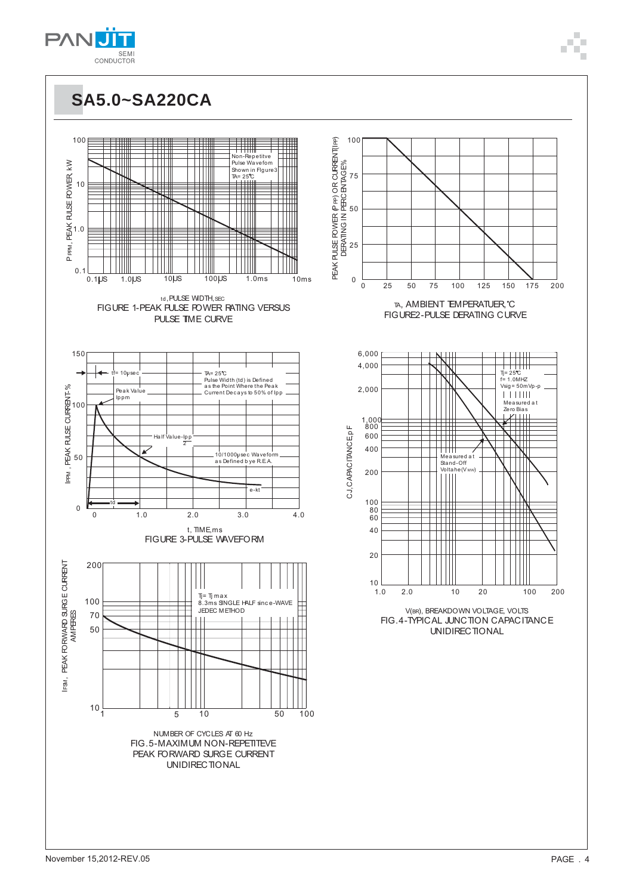## SA5.0~SA220CA

Non-Repetitive Pulse Waveform Shown in Figure3 TA= 25℃

td ,PULSE WIDTH, SEC

FIGURE 1-PEAK PULSE POWER RATING VERSUS PULSE TIME CURVE

TA, AMBIENT TEMPERATUER,℃

FIGURE2-PULSE DERATING CURVE

tf= 10μsec

Peak Value Ippm

TA= 25℃ Pulse Width (td) is Defined as the Point Where the Peak Current Decays to 50% of Ipp

Half Value-Ipp/2

10/1000μsec Waveform as Defined by R.E.A.

e-kt

td

t, TIME,ms

FIGURE 3-PULSE WAVEFORM

Tj= 25℃ f= 1.0MHZ Vsig= 50mVp-p

Measured at Zero Bias

Measured at Stand-Off Voltahe(VWM)

V(BR), BREAKDOWN VOLTAGE, VOLTS

FIG.4-TYPICAL JUNCTION CAPACITANCE UNIDIRECTIONAL

Tj= Tj max 8.3ms SINGLE HALF since-WAVE JEDEC METHOD

NUMBER OF CYCLES AT 60 Hz

FIG.5-MAXIMUM NON-REPETITEVE PEAK FORWARD SURGE CURRENT UNIDIRECTIONAL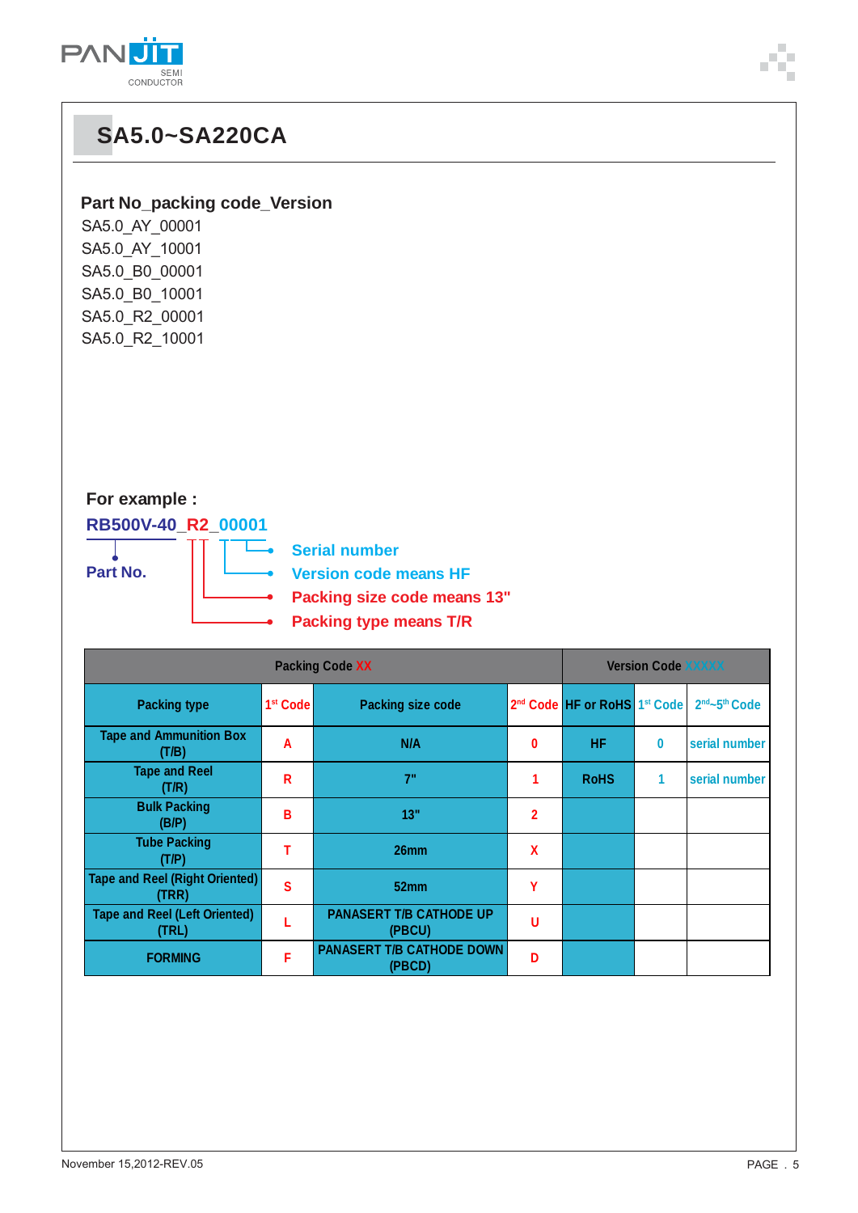# SA5.0~SA220CA

**Part No_packing code_Version**

SA5.0_AY_00001
SA5.0_AY_10001
SA5.0_B0_00001
SA5.0_B0_10001
SA5.0_R2_00001
SA5.0_R2_10001

**For example :**

**RB500V-40_R2_00001**

- **Part No.**: RB500V-40
- **Serial number**: 0001
- **Version code means HF**: 0
- **Packing size code means 13"**: 2
- **Packing type means T/R**: R

| Packing Code XX | | | | Version Code XXXXX | | |
|---|---|---|---|---|---|---|
| Packing type | 1st Code | Packing size code | 2nd Code | HF or RoHS | 1st Code | 2nd~5th Code |
| Tape and Ammunition Box (T/B) | A | N/A | 0 | HF | 0 | serial number |
| Tape and Reel (T/R) | R | 7" | 1 | RoHS | 1 | serial number |
| Bulk Packing (B/P) | B | 13" | 2 | | | |
| Tube Packing (T/P) | T | 26mm | X | | | |
| Tape and Reel (Right Oriented) (TRR) | S | 52mm | Y | | | |
| Tape and Reel (Left Oriented) (TRL) | L | PANASERT T/B CATHODE UP (PBCU) | U | | | |
| FORMING | F | PANASERT T/B CATHODE DOWN (PBCD) | D | | | |

November 15,2012-REV.05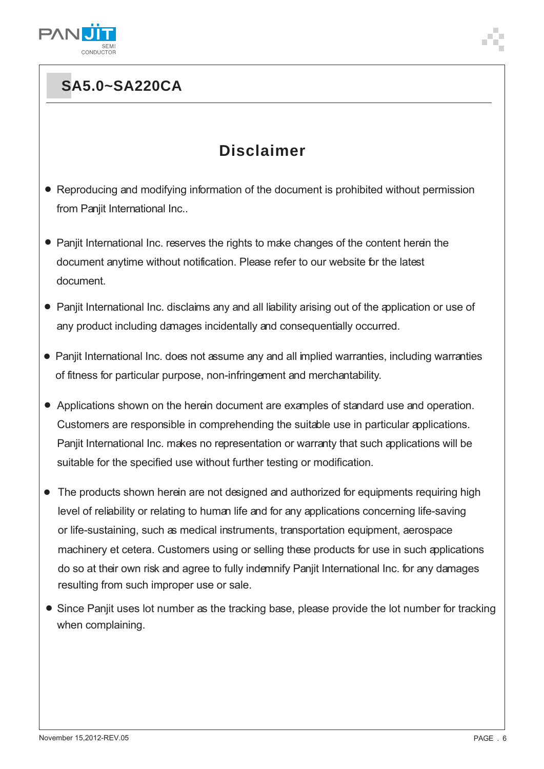## SA5.0~SA220CA

# Disclaimer

- Reproducing and modifying information of the document is prohibited without permission from Panjit International Inc..
- Panjit International Inc. reserves the rights to make changes of the content herein the document anytime without notification. Please refer to our website for the latest document.
- Panjit International Inc. disclaims any and all liability arising out of the application or use of any product including damages incidentally and consequentially occurred.
- Panjit International Inc. does not assume any and all implied warranties, including warranties of fitness for particular purpose, non-infringement and merchantability.
- Applications shown on the herein document are examples of standard use and operation. Customers are responsible in comprehending the suitable use in particular applications. Panjit International Inc. makes no representation or warranty that such applications will be suitable for the specified use without further testing or modification.
- The products shown herein are not designed and authorized for equipments requiring high level of reliability or relating to human life and for any applications concerning life-saving or life-sustaining, such as medical instruments, transportation equipment, aerospace machinery et cetera. Customers using or selling these products for use in such applications do so at their own risk and agree to fully indemnify Panjit International Inc. for any damages resulting from such improper use or sale.
- Since Panjit uses lot number as the tracking base, please provide the lot number for tracking when complaining.